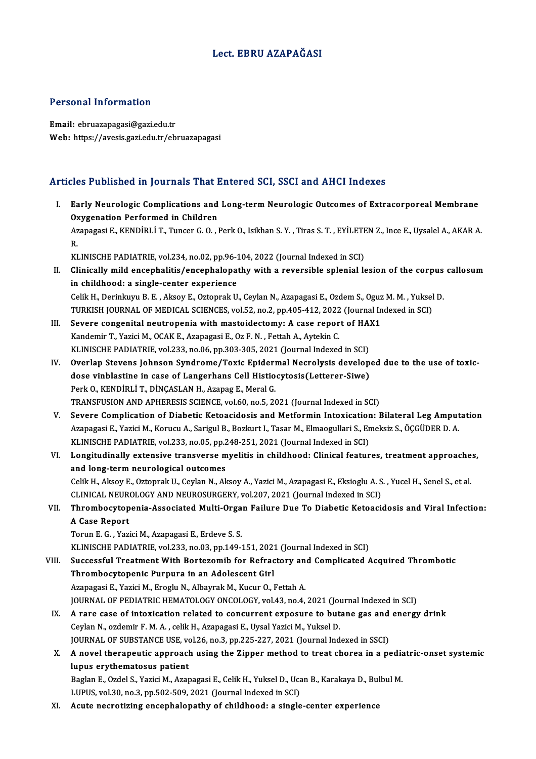# Lect. EBRU AZAPAĞASI

## Personal Information

**Email:** ebruazapagasi@gazi.edu.tr
**Web:** https://avesis.gazi.edu.tr/ebruazapagasi

## Articles Published in Journals That Entered SCI, SSCI and AHCI Indexes

I. **Early Neurologic Complications and Long-term Neurologic Outcomes of Extracorporeal Membrane Oxygenation Performed in Children**
Azapagasi E., KENDİRLİ T., Tuncer G. O. , Perk O., Isikhan S. Y. , Tiras S. T. , EYİLETEN Z., Ince E., Uysalel A., AKAR A. R.
KLINISCHE PADIATRIE, vol.234, no.02, pp.96-104, 2022 (Journal Indexed in SCI)

II. **Clinically mild encephalitis/encephalopathy with a reversible splenial lesion of the corpus callosum in childhood: a single-center experience**
Celik H., Derinkuyu B. E. , Aksoy E., Oztoprak U., Ceylan N., Azapagasi E., Ozdem S., Oguz M. M. , Yuksel D.
TURKISH JOURNAL OF MEDICAL SCIENCES, vol.52, no.2, pp.405-412, 2022 (Journal Indexed in SCI)

III. **Severe congenital neutropenia with mastoidectomy: A case report of HAX1**
Kandemir T., Yazici M., OCAK E., Azapagasi E., Oz F. N. , Fettah A., Aytekin C.
KLINISCHE PADIATRIE, vol.233, no.06, pp.303-305, 2021 (Journal Indexed in SCI)

IV. **Overlap Stevens Johnson Syndrome/Toxic Epidermal Necrolysis developed due to the use of toxic-dose vinblastine in case of Langerhans Cell Histiocytosis(Letterer-Siwe)**
Perk O., KENDİRLİ T., DİNÇASLAN H., Azapag E., Meral G.
TRANSFUSION AND APHERESIS SCIENCE, vol.60, no.5, 2021 (Journal Indexed in SCI)

V. **Severe Complication of Diabetic Ketoacidosis and Metformin Intoxication: Bilateral Leg Amputation**
Azapagasi E., Yazici M., Korucu A., Sarigul B., Bozkurt I., Tasar M., Elmaogullari S., Emeksiz S., ÖÇGÜDER D. A.
KLINISCHE PADIATRIE, vol.233, no.05, pp.248-251, 2021 (Journal Indexed in SCI)

VI. **Longitudinally extensive transverse myelitis in childhood: Clinical features, treatment approaches, and long-term neurological outcomes**
Celik H., Aksoy E., Oztoprak U., Ceylan N., Aksoy A., Yazici M., Azapagasi E., Eksioglu A. S. , Yucel H., Senel S., et al.
CLINICAL NEUROLOGY AND NEUROSURGERY, vol.207, 2021 (Journal Indexed in SCI)

VII. **Thrombocytopenia-Associated Multi-Organ Failure Due To Diabetic Ketoacidosis and Viral Infection: A Case Report**
Torun E. G. , Yazici M., Azapagasi E., Erdeve S. S.
KLINISCHE PADIATRIE, vol.233, no.03, pp.149-151, 2021 (Journal Indexed in SCI)

VIII. **Successful Treatment With Bortezomib for Refractory and Complicated Acquired Thrombotic Thrombocytopenic Purpura in an Adolescent Girl**
Azapagasi E., Yazici M., Eroglu N., Albayrak M., Kucur O., Fettah A.
JOURNAL OF PEDIATRIC HEMATOLOGY ONCOLOGY, vol.43, no.4, 2021 (Journal Indexed in SCI)

IX. **A rare case of intoxication related to concurrent exposure to butane gas and energy drink**
Ceylan N., ozdemir F. M. A. , celik H., Azapagasi E., Uysal Yazici M., Yuksel D.
JOURNAL OF SUBSTANCE USE, vol.26, no.3, pp.225-227, 2021 (Journal Indexed in SSCI)

X. **A novel therapeutic approach using the Zipper method to treat chorea in a pediatric-onset systemic lupus erythematosus patient**
Baglan E., Ozdel S., Yazici M., Azapagasi E., Celik H., Yuksel D., Ucan B., Karakaya D., Bulbul M.
LUPUS, vol.30, no.3, pp.502-509, 2021 (Journal Indexed in SCI)

XI. **Acute necrotizing encephalopathy of childhood: a single-center experience**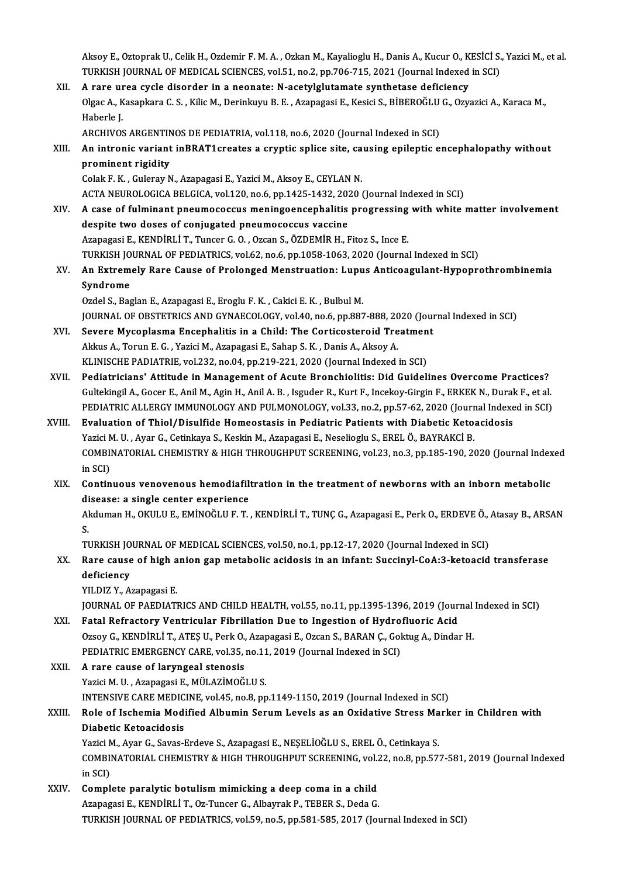Aksoy E., Oztoprak U., Celik H., Ozdemir F. M. A. , Ozkan M., Kayalioglu H., Danis A., Kucur O., KESİCİ S., Yazici M., et al.
TURKISH JOURNAL OF MEDICAL SCIENCES, vol.51, no.2, pp.706-715, 2021 (Journal Indexed in SCI)

XII. **A rare urea cycle disorder in a neonate: N-acetylglutamate synthetase deficiency**
Olgac A., Kasapkara C. S. , Kilic M., Derinkuyu B. E. , Azapagasi E., Kesici S., BİBEROĞLU G., Ozyazici A., Karaca M., Haberle J.
ARCHIVOS ARGENTINOS DE PEDIATRIA, vol.118, no.6, 2020 (Journal Indexed in SCI)

XIII. **An intronic variant inBRAT1creates a cryptic splice site, causing epileptic encephalopathy without prominent rigidity**
Colak F. K. , Guleray N., Azapagasi E., Yazici M., Aksoy E., CEYLAN N.
ACTA NEUROLOGICA BELGICA, vol.120, no.6, pp.1425-1432, 2020 (Journal Indexed in SCI)

XIV. **A case of fulminant pneumococcus meningoencephalitis progressing with white matter involvement despite two doses of conjugated pneumococcus vaccine**
Azapagasi E., KENDİRLİ T., Tuncer G. O. , Ozcan S., ÖZDEMİR H., Fitoz S., Ince E.
TURKISH JOURNAL OF PEDIATRICS, vol.62, no.6, pp.1058-1063, 2020 (Journal Indexed in SCI)

XV. **An Extremely Rare Cause of Prolonged Menstruation: Lupus Anticoagulant-Hypoprothrombinemia Syndrome**
Ozdel S., Baglan E., Azapagasi E., Eroglu F. K. , Cakici E. K. , Bulbul M.
JOURNAL OF OBSTETRICS AND GYNAECOLOGY, vol.40, no.6, pp.887-888, 2020 (Journal Indexed in SCI)

XVI. **Severe Mycoplasma Encephalitis in a Child: The Corticosteroid Treatment**
Akkus A., Torun E. G. , Yazici M., Azapagasi E., Sahap S. K. , Danis A., Aksoy A.
KLINISCHE PADIATRIE, vol.232, no.04, pp.219-221, 2020 (Journal Indexed in SCI)

XVII. **Pediatricians' Attitude in Management of Acute Bronchiolitis: Did Guidelines Overcome Practices?**
Gultekingil A., Gocer E., Anil M., Agin H., Anil A. B. , Isguder R., Kurt F., Incekoy-Girgin F., ERKEK N., Durak F., et al.
PEDIATRIC ALLERGY IMMUNOLOGY AND PULMONOLOGY, vol.33, no.2, pp.57-62, 2020 (Journal Indexed in SCI)

XVIII. **Evaluation of Thiol/Disulfide Homeostasis in Pediatric Patients with Diabetic Ketoacidosis**
Yazici M. U. , Ayar G., Cetinkaya S., Keskin M., Azapagasi E., Neselioglu S., EREL Ö., BAYRAKCİ B.
COMBINATORIAL CHEMISTRY & HIGH THROUGHPUT SCREENING, vol.23, no.3, pp.185-190, 2020 (Journal Indexed in SCI)

XIX. **Continuous venovenous hemodiafiltration in the treatment of newborns with an inborn metabolic disease: a single center experience**
Akduman H., OKULU E., EMİNOĞLU F. T. , KENDİRLİ T., TUNÇ G., Azapagasi E., Perk O., ERDEVE Ö., Atasay B., ARSAN S.
TURKISH JOURNAL OF MEDICAL SCIENCES, vol.50, no.1, pp.12-17, 2020 (Journal Indexed in SCI)

XX. **Rare cause of high anion gap metabolic acidosis in an infant: Succinyl-CoA:3-ketoacid transferase deficiency**
YILDIZ Y., Azapagasi E.
JOURNAL OF PAEDIATRICS AND CHILD HEALTH, vol.55, no.11, pp.1395-1396, 2019 (Journal Indexed in SCI)

XXI. **Fatal Refractory Ventricular Fibrillation Due to Ingestion of Hydrofluoric Acid**
Ozsoy G., KENDİRLİ T., ATEŞ U., Perk O., Azapagasi E., Ozcan S., BARAN Ç., Goktug A., Dindar H.
PEDIATRIC EMERGENCY CARE, vol.35, no.11, 2019 (Journal Indexed in SCI)

XXII. **A rare cause of laryngeal stenosis**
Yazici M. U. , Azapagasi E., MÜLAZİMOĞLU S.
INTENSIVE CARE MEDICINE, vol.45, no.8, pp.1149-1150, 2019 (Journal Indexed in SCI)

XXIII. **Role of Ischemia Modified Albumin Serum Levels as an Oxidative Stress Marker in Children with Diabetic Ketoacidosis**
Yazici M., Ayar G., Savas-Erdeve S., Azapagasi E., NEŞELİOĞLU S., EREL Ö., Cetinkaya S.
COMBINATORIAL CHEMISTRY & HIGH THROUGHPUT SCREENING, vol.22, no.8, pp.577-581, 2019 (Journal Indexed in SCI)

XXIV. **Complete paralytic botulism mimicking a deep coma in a child**
Azapagasi E., KENDİRLİ T., Oz-Tuncer G., Albayrak P., TEBER S., Deda G.
TURKISH JOURNAL OF PEDIATRICS, vol.59, no.5, pp.581-585, 2017 (Journal Indexed in SCI)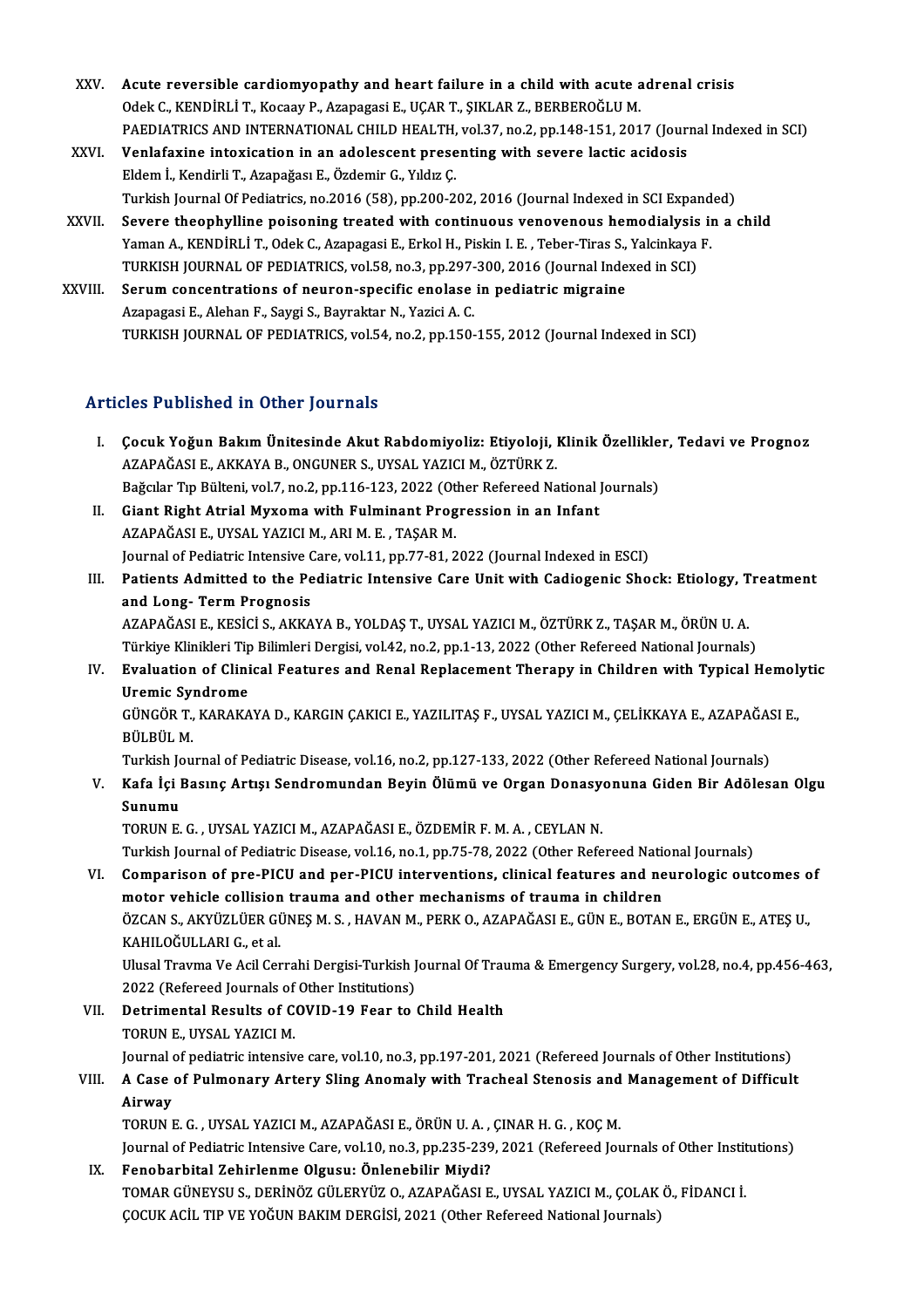XXV. **Acute reversible cardiomyopathy and heart failure in a child with acute adrenal crisis**
Odek C., KENDİRLİ T., Kocaay P., Azapagasi E., UÇAR T., ŞIKLAR Z., BERBEROĞLU M.
PAEDIATRICS AND INTERNATIONAL CHILD HEALTH, vol.37, no.2, pp.148-151, 2017 (Journal Indexed in SCI)

XXVI. **Venlafaxine intoxication in an adolescent presenting with severe lactic acidosis**
Eldem İ., Kendirli T., Azapağası E., Özdemir G., Yıldız Ç.
Turkish Journal Of Pediatrics, no.2016 (58), pp.200-202, 2016 (Journal Indexed in SCI Expanded)

XXVII. **Severe theophylline poisoning treated with continuous venovenous hemodialysis in a child**
Yaman A., KENDİRLİ T., Odek C., Azapagasi E., Erkol H., Piskin I. E. , Teber-Tiras S., Yalcinkaya F.
TURKISH JOURNAL OF PEDIATRICS, vol.58, no.3, pp.297-300, 2016 (Journal Indexed in SCI)

XXVIII. **Serum concentrations of neuron-specific enolase in pediatric migraine**
Azapagasi E., Alehan F., Saygi S., Bayraktar N., Yazici A. C.
TURKISH JOURNAL OF PEDIATRICS, vol.54, no.2, pp.150-155, 2012 (Journal Indexed in SCI)

## Articles Published in Other Journals

I. **Çocuk Yoğun Bakım Ünitesinde Akut Rabdomiyoliz: Etiyoloji, Klinik Özellikler, Tedavi ve Prognoz**
AZAPAĞASI E., AKKAYA B., ONGUNER S., UYSAL YAZICI M., ÖZTÜRK Z.
Bağcılar Tıp Bülteni, vol.7, no.2, pp.116-123, 2022 (Other Refereed National Journals)

II. **Giant Right Atrial Myxoma with Fulminant Progression in an Infant**
AZAPAĞASI E., UYSAL YAZICI M., ARI M. E. , TAŞAR M.
Journal of Pediatric Intensive Care, vol.11, pp.77-81, 2022 (Journal Indexed in ESCI)

III. **Patients Admitted to the Pediatric Intensive Care Unit with Cadiogenic Shock: Etiology, Treatment and Long- Term Prognosis**
AZAPAĞASI E., KESİCİ S., AKKAYA B., YOLDAŞ T., UYSAL YAZICI M., ÖZTÜRK Z., TAŞAR M., ÖRÜN U. A.
Türkiye Klinikleri Tip Bilimleri Dergisi, vol.42, no.2, pp.1-13, 2022 (Other Refereed National Journals)

IV. **Evaluation of Clinical Features and Renal Replacement Therapy in Children with Typical Hemolytic Uremic Syndrome**
GÜNGÖR T., KARAKAYA D., KARGIN ÇAKICI E., YAZILITAŞ F., UYSAL YAZICI M., ÇELİKKAYA E., AZAPAĞASI E., BÜLBÜL M.
Turkish Journal of Pediatric Disease, vol.16, no.2, pp.127-133, 2022 (Other Refereed National Journals)

V. **Kafa İçi Basınç Artışı Sendromundan Beyin Ölümü ve Organ Donasyonuna Giden Bir Adölesan Olgu Sunumu**
TORUN E. G. , UYSAL YAZICI M., AZAPAĞASI E., ÖZDEMİR F. M. A. , CEYLAN N.
Turkish Journal of Pediatric Disease, vol.16, no.1, pp.75-78, 2022 (Other Refereed National Journals)

VI. **Comparison of pre-PICU and per-PICU interventions, clinical features and neurologic outcomes of motor vehicle collision trauma and other mechanisms of trauma in children**
ÖZCAN S., AKYÜZLÜER GÜNEŞ M. S. , HAVAN M., PERK O., AZAPAĞASI E., GÜN E., BOTAN E., ERGÜN E., ATEŞ U., KAHILOĞULLARI G., et al.
Ulusal Travma Ve Acil Cerrahi Dergisi-Turkish Journal Of Trauma & Emergency Surgery, vol.28, no.4, pp.456-463, 2022 (Refereed Journals of Other Institutions)

VII. **Detrimental Results of COVID-19 Fear to Child Health**
TORUN E., UYSAL YAZICI M.
Journal of pediatric intensive care, vol.10, no.3, pp.197-201, 2021 (Refereed Journals of Other Institutions)

VIII. **A Case of Pulmonary Artery Sling Anomaly with Tracheal Stenosis and Management of Difficult Airway**
TORUN E. G. , UYSAL YAZICI M., AZAPAĞASI E., ÖRÜN U. A. , ÇINAR H. G. , KOÇ M.
Journal of Pediatric Intensive Care, vol.10, no.3, pp.235-239, 2021 (Refereed Journals of Other Institutions)

IX. **Fenobarbital Zehirlenme Olgusu: Önlenebilir Miydi?**
TOMAR GÜNEYSU S., DERİNÖZ GÜLERYÜZ O., AZAPAĞASI E., UYSAL YAZICI M., ÇOLAK Ö., FİDANCI İ.
ÇOCUK ACİL TIP VE YOĞUN BAKIM DERGİSİ, 2021 (Other Refereed National Journals)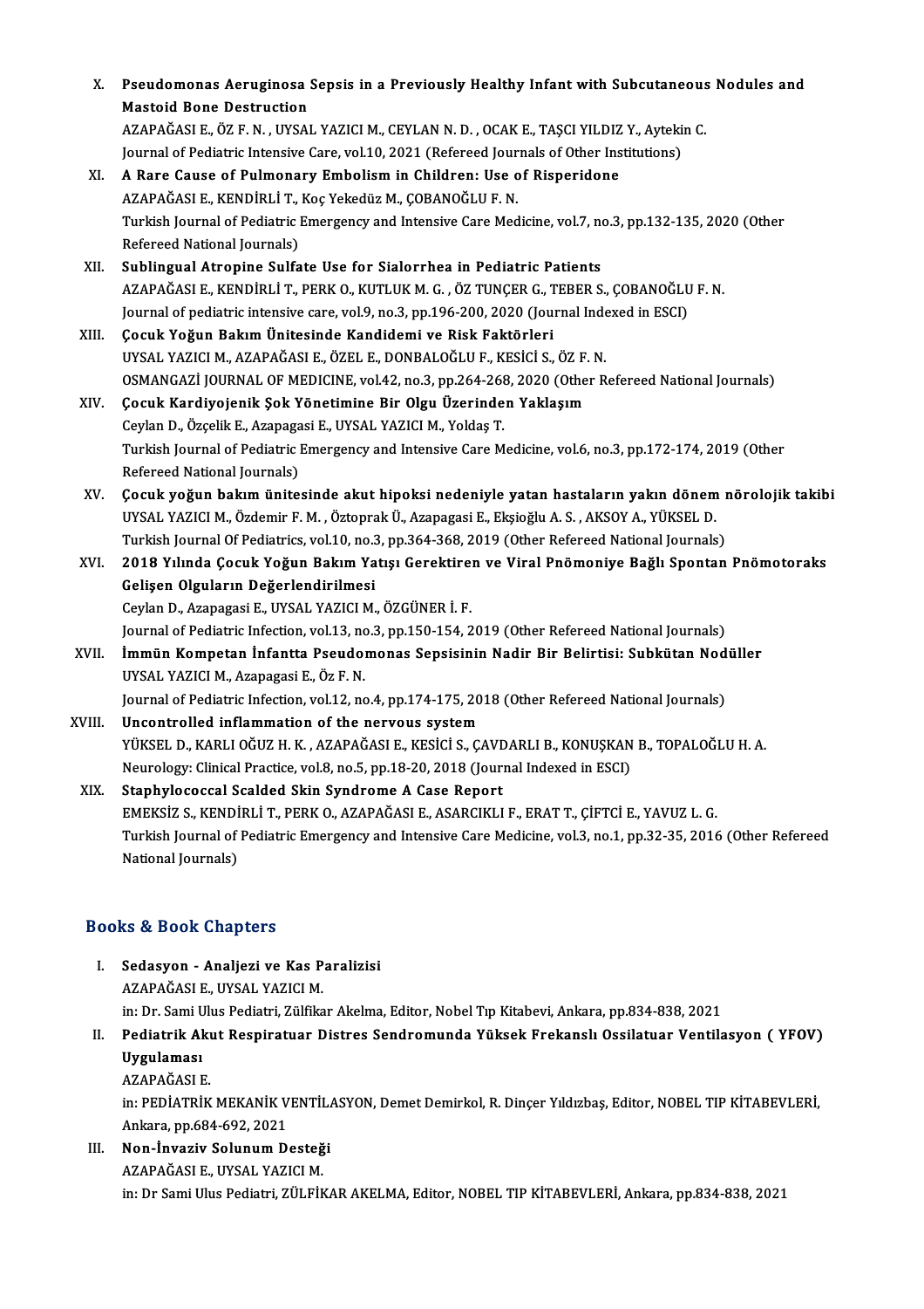X. **Pseudomonas Aeruginosa Sepsis in a Previously Healthy Infant with Subcutaneous Nodules and Mastoid Bone Destruction**
AZAPAĞASI E., ÖZ F. N. , UYSAL YAZICI M., CEYLAN N. D. , OCAK E., TAŞCI YILDIZ Y., Aytekin C.
Journal of Pediatric Intensive Care, vol.10, 2021 (Refereed Journals of Other Institutions)

XI. **A Rare Cause of Pulmonary Embolism in Children: Use of Risperidone**
AZAPAĞASI E., KENDİRLİ T., Koç Yekedüz M., ÇOBANOĞLU F. N.
Turkish Journal of Pediatric Emergency and Intensive Care Medicine, vol.7, no.3, pp.132-135, 2020 (Other Refereed National Journals)

XII. **Sublingual Atropine Sulfate Use for Sialorrhea in Pediatric Patients**
AZAPAĞASI E., KENDİRLİ T., PERK O., KUTLUK M. G. , ÖZ TUNÇER G., TEBER S., ÇOBANOĞLU F. N.
Journal of pediatric intensive care, vol.9, no.3, pp.196-200, 2020 (Journal Indexed in ESCI)

XIII. **Çocuk Yoğun Bakım Ünitesinde Kandidemi ve Risk Faktörleri**
UYSAL YAZICI M., AZAPAĞASI E., ÖZEL E., DONBALOĞLU F., KESİCİ S., ÖZ F. N.
OSMANGAZİ JOURNAL OF MEDICINE, vol.42, no.3, pp.264-268, 2020 (Other Refereed National Journals)

XIV. **Çocuk Kardiyojenik Şok Yönetimine Bir Olgu Üzerinden Yaklaşım**
Ceylan D., Özçelik E., Azapagasi E., UYSAL YAZICI M., Yoldaş T.
Turkish Journal of Pediatric Emergency and Intensive Care Medicine, vol.6, no.3, pp.172-174, 2019 (Other Refereed National Journals)

XV. **Çocuk yoğun bakım ünitesinde akut hipoksi nedeniyle yatan hastaların yakın dönem nörolojik takibi**
UYSAL YAZICI M., Özdemir F. M. , Öztoprak Ü., Azapagasi E., Ekşioğlu A. S. , AKSOY A., YÜKSEL D.
Turkish Journal Of Pediatrics, vol.10, no.3, pp.364-368, 2019 (Other Refereed National Journals)

XVI. **2018 Yılında Çocuk Yoğun Bakım Yatışı Gerektiren ve Viral Pnömoniye Bağlı Spontan Pnömotoraks Gelişen Olguların Değerlendirilmesi**
Ceylan D., Azapagasi E., UYSAL YAZICI M., ÖZGÜNER İ. F.
Journal of Pediatric Infection, vol.13, no.3, pp.150-154, 2019 (Other Refereed National Journals)

XVII. **İmmün Kompetan İnfantta Pseudomonas Sepsisinin Nadir Bir Belirtisi: Subkütan Nodüller**
UYSAL YAZICI M., Azapagasi E., Öz F. N.
Journal of Pediatric Infection, vol.12, no.4, pp.174-175, 2018 (Other Refereed National Journals)

XVIII. **Uncontrolled inflammation of the nervous system**
YÜKSEL D., KARLI OĞUZ H. K. , AZAPAĞASI E., KESİCİ S., ÇAVDARLI B., KONUŞKAN B., TOPALOĞLU H. A.
Neurology: Clinical Practice, vol.8, no.5, pp.18-20, 2018 (Journal Indexed in ESCI)

XIX. **Staphylococcal Scalded Skin Syndrome A Case Report**
EMEKSİZ S., KENDİRLİ T., PERK O., AZAPAĞASI E., ASARCIKLI F., ERAT T., ÇİFTCİ E., YAVUZ L. G.
Turkish Journal of Pediatric Emergency and Intensive Care Medicine, vol.3, no.1, pp.32-35, 2016 (Other Refereed National Journals)

## Books & Book Chapters

I. **Sedasyon - Analjezi ve Kas Paralizisi**
AZAPAĞASI E., UYSAL YAZICI M.
in: Dr. Sami Ulus Pediatri, Zülfikar Akelma, Editor, Nobel Tıp Kitabevi, Ankara, pp.834-838, 2021

II. **Pediatrik Akut Respiratuar Distres Sendromunda Yüksek Frekanslı Ossilatuar Ventilasyon ( YFOV) Uygulaması**
AZAPAĞASI E.
in: PEDİATRİK MEKANİK VENTİLASYON, Demet Demirkol, R. Dinçer Yıldızbaş, Editor, NOBEL TIP KİTABEVLERİ, Ankara, pp.684-692, 2021

III. **Non-İnvaziv Solunum Desteği**
AZAPAĞASI E., UYSAL YAZICI M.
in: Dr Sami Ulus Pediatri, ZÜLFİKAR AKELMA, Editor, NOBEL TIP KİTABEVLERİ, Ankara, pp.834-838, 2021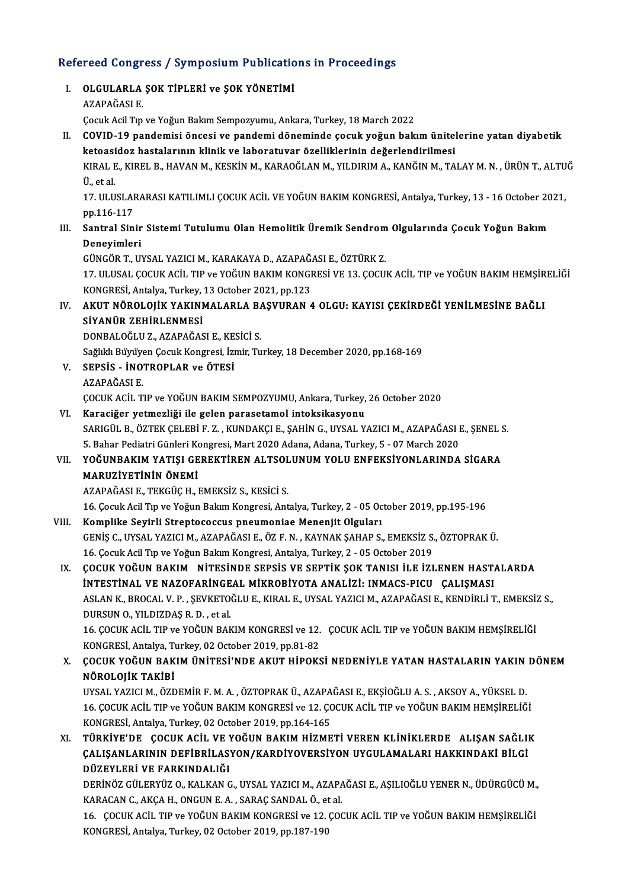## Refereed Congress / Symposium Publications in Proceedings

I. **OLGULARLA ŞOK TİPLERİ ve ŞOK YÖNETİMİ**
   AZAPAĞASI E.
   Çocuk Acil Tıp ve Yoğun Bakım Sempozyumu, Ankara, Turkey, 18 March 2022

II. **COVID-19 pandemisi öncesi ve pandemi döneminde çocuk yoğun bakım ünitelerine yatan diyabetik ketoasidoz hastalarının klinik ve laboratuvar özelliklerinin değerlendirilmesi**
   KIRAL E., KIREL B., HAVAN M., KESKİN M., KARAOĞLAN M., YILDIRIM A., KANĞIN M., TALAY M. N. , ÜRÜN T., ALTUĞ Ü., et al.
   17. ULUSLARARASI KATILIMLI ÇOCUK ACİL VE YOĞUN BAKIM KONGRESİ, Antalya, Turkey, 13 - 16 October 2021, pp.116-117

III. **Santral Sinir Sistemi Tutulumu Olan Hemolitik Üremik Sendrom Olgularında Çocuk Yoğun Bakım Deneyimleri**
   GÜNGÖR T., UYSAL YAZICI M., KARAKAYA D., AZAPAĞASI E., ÖZTÜRK Z.
   17. ULUSAL ÇOCUK ACİL TIP ve YOĞUN BAKIM KONGRESİ VE 13. ÇOCUK ACİL TIP ve YOĞUN BAKIM HEMŞİRELİĞİ KONGRESİ, Antalya, Turkey, 13 October 2021, pp.123

IV. **AKUT NÖROLOJİK YAKINMALARLA BAŞVURAN 4 OLGU: KAYISI ÇEKİRDEĞİ YENİLMESİNE BAĞLI SİYANÜR ZEHİRLENMESİ**
   DONBALOĞLU Z., AZAPAĞASI E., KESİCİ S.
   Sağlıklı Büyüyen Çocuk Kongresi, İzmir, Turkey, 18 December 2020, pp.168-169

V. **SEPSİS - İNOTROPLAR ve ÖTESİ**
   AZAPAĞASI E.
   ÇOCUK ACİL TIP ve YOĞUN BAKIM SEMPOZYUMU, Ankara, Turkey, 26 October 2020

VI. **Karaciğer yetmezliği ile gelen parasetamol intoksikasyonu**
   SARIGÜL B., ÖZTEK ÇELEBİ F. Z. , KUNDAKÇI E., ŞAHİN G., UYSAL YAZICI M., AZAPAĞASI E., ŞENEL S.
   5. Bahar Pediatri Günleri Kongresi, Mart 2020 Adana, Adana, Turkey, 5 - 07 March 2020

VII. **YOĞUNBAKIM YATIŞI GEREKTİREN ALTSOLUNUM YOLU ENFEKSİYONLARINDA SİGARA MARUZİYETİNİN ÖNEMİ**
   AZAPAĞASI E., TEKGÜÇ H., EMEKSİZ S., KESİCİ S.
   16. Çocuk Acil Tıp ve Yoğun Bakım Kongresi, Antalya, Turkey, 2 - 05 October 2019, pp.195-196

VIII. **Komplike Seyirli Streptococcus pneumoniae Menenjit Olguları**
   GENİŞ C., UYSAL YAZICI M., AZAPAĞASI E., ÖZ F. N. , KAYNAK ŞAHAP S., EMEKSİZ S., ÖZTOPRAK Ü.
   16. Çocuk Acil Tıp ve Yoğun Bakım Kongresi, Antalya, Turkey, 2 - 05 October 2019

IX. **ÇOCUK YOĞUN BAKIM NİTESİNDE SEPSİS VE SEPTİK ŞOK TANISI İLE İZLENEN HASTALARDA İNTESTİNAL VE NAZOFARİNGEAL MİKROBİYOTA ANALİZİ: INMACS-PICU ÇALIŞMASI**
   ASLAN K., BROCAL V. P. , ŞEVKETOĞLU E., KIRAL E., UYSAL YAZICI M., AZAPAĞASI E., KENDİRLİ T., EMEKSİZ S., DURSUN O., YILDIZDAŞ R. D. , et al.
   16. ÇOCUK ACİL TIP ve YOĞUN BAKIM KONGRESİ ve 12. ÇOCUK ACİL TIP ve YOĞUN BAKIM HEMŞİRELİĞİ KONGRESİ, Antalya, Turkey, 02 October 2019, pp.81-82

X. **ÇOCUK YOĞUN BAKIM ÜNİTESİ'NDE AKUT HİPOKSİ NEDENİYLE YATAN HASTALARIN YAKIN DÖNEM NÖROLOJİK TAKİBİ**
   UYSAL YAZICI M., ÖZDEMİR F. M. A. , ÖZTOPRAK Ü., AZAPAĞASI E., EKŞİOĞLU A. S. , AKSOY A., YÜKSEL D.
   16. ÇOCUK ACİL TIP ve YOĞUN BAKIM KONGRESİ ve 12. ÇOCUK ACİL TIP ve YOĞUN BAKIM HEMŞİRELİĞİ KONGRESİ, Antalya, Turkey, 02 October 2019, pp.164-165

XI. **TÜRKİYE'DE ÇOCUK ACİL VE YOĞUN BAKIM HİZMETİ VEREN KLİNİKLERDE ALIŞAN SAĞLIK ÇALIŞANLARININ DEFİBRİLASYON/KARDİYOVERSİYON UYGULAMALARI HAKKINDAKİ BİLGİ DÜZEYLERİ VE FARKINDALIĞI**
   DERİNÖZ GÜLERYÜZ O., KALKAN G., UYSAL YAZICI M., AZAPAĞASI E., AŞILIOĞLU YENER N., ÜDÜRGÜCÜ M., KARACAN C., AKÇA H., ONGUN E. A. , SARAÇ SANDAL Ö., et al.
   16. ÇOCUK ACİL TIP ve YOĞUN BAKIM KONGRESİ ve 12. ÇOCUK ACİL TIP ve YOĞUN BAKIM HEMŞİRELİĞİ KONGRESİ, Antalya, Turkey, 02 October 2019, pp.187-190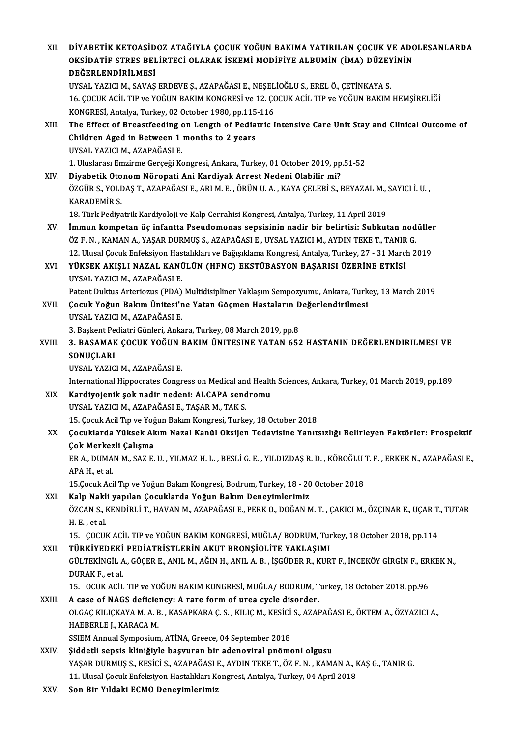XII. **DİYABETİK KETOASİDOZ ATAĞIYLA ÇOCUK YOĞUN BAKIMA YATIRILAN ÇOCUK VE ADOLESANLARDA OKSİDATİF STRES BELİRTECİ OLARAK İSKEMİ MODİFİYE ALBUMİN (İMA) DÜZEYİNİN DEĞERLENDİRİLMESİ**
UYSAL YAZICI M., SAVAŞ ERDEVE Ş., AZAPAĞASI E., NEŞELİOĞLU S., EREL Ö., ÇETİNKAYA S.
16. ÇOCUK ACİL TIP ve YOĞUN BAKIM KONGRESİ ve 12. ÇOCUK ACİL TIP ve YOĞUN BAKIM HEMŞİRELİĞİ KONGRESİ, Antalya, Turkey, 02 October 1980, pp.115-116

XIII. **The Effect of Breastfeeding on Length of Pediatric Intensive Care Unit Stay and Clinical Outcome of Children Aged in Between 1 months to 2 years**
UYSAL YAZICI M., AZAPAĞASI E.
1. Uluslarası Emzirme Gerçeği Kongresi, Ankara, Turkey, 01 October 2019, pp.51-52

XIV. **Diyabetik Otonom Nöropati Ani Kardiyak Arrest Nedeni Olabilir mi?**
ÖZGÜR S., YOLDAŞ T., AZAPAĞASI E., ARI M. E. , ÖRÜN U. A. , KAYA ÇELEBİ S., BEYAZAL M., SAYICI İ. U. , KARADEMİR S.
18. Türk Pediyatrik Kardiyoloji ve Kalp Cerrahisi Kongresi, Antalya, Turkey, 11 April 2019

XV. **İmmun kompetan üç infantta Pseudomonas sepsisinin nadir bir belirtisi: Subkutan nodüller**
ÖZ F. N. , KAMAN A., YAŞAR DURMUŞ S., AZAPAĞASI E., UYSAL YAZICI M., AYDIN TEKE T., TANIR G.
12. Ulusal Çocuk Enfeksiyon Hastalıkları ve Bağışıklama Kongresi, Antalya, Turkey, 27 - 31 March 2019

XVI. **YÜKSEK AKIŞLI NAZAL KANÜLÜN (HFNC) EKSTÜBASYON BAŞARISI ÜZERİNE ETKİSİ**
UYSAL YAZICI M., AZAPAĞASI E.
Patent Duktus Arteriozus (PDA) Multidisipliner Yaklaşım Sempozyumu, Ankara, Turkey, 13 March 2019

XVII. **Çocuk Yoğun Bakım Ünitesi'ne Yatan Göçmen Hastaların Değerlendirilmesi**
UYSAL YAZICI M., AZAPAĞASI E.
3. Başkent Pediatri Günleri, Ankara, Turkey, 08 March 2019, pp.8

XVIII. **3. BASAMAK ÇOCUK YOĞUN BAKIM ÜNITESINE YATAN 652 HASTANIN DEĞERLENDIRILMESI VE SONUÇLARI**
UYSAL YAZICI M., AZAPAĞASI E.
International Hippocrates Congress on Medical and Health Sciences, Ankara, Turkey, 01 March 2019, pp.189

XIX. **Kardiyojenik şok nadir nedeni: ALCAPA sendromu**
UYSAL YAZICI M., AZAPAĞASI E., TAŞAR M., TAK S.
15. Çocuk Acil Tıp ve Yoğun Bakım Kongresi, Turkey, 18 October 2018

XX. **Çocuklarda Yüksek Akım Nazal Kanül Oksijen Tedavisine Yanıtsızlığı Belirleyen Faktörler: Prospektif Çok Merkezli Çalışma**
ER A., DUMAN M., SAZ E. U. , YILMAZ H. L. , BESLİ G. E. , YILDIZDAŞ R. D. , KÖROĞLU T. F. , ERKEK N., AZAPAĞASI E., APA H., et al.
15.Çocuk Acil Tıp ve Yoğun Bakım Kongresi, Bodrum, Turkey, 18 - 20 October 2018

XXI. **Kalp Nakli yapılan Çocuklarda Yoğun Bakım Deneyimlerimiz**
ÖZCAN S., KENDİRLİ T., HAVAN M., AZAPAĞASI E., PERK O., DOĞAN M. T. , ÇAKICI M., ÖZÇINAR E., UÇAR T., TUTAR H. E. , et al.
15. ÇOCUK ACİL TIP ve YOĞUN BAKIM KONGRESİ, MUĞLA/ BODRUM, Turkey, 18 October 2018, pp.114

XXII. **TÜRKİYEDEKİ PEDİATRİSTLERİN AKUT BRONŞİOLİTE YAKLAŞIMI**
GÜLTEKİNGİL A., GÖÇER E., ANIL M., AĞIN H., ANIL A. B. , İŞGÜDER R., KURT F., İNCEKÖY GİRGİN F., ERKEK N., DURAK F., et al.
15. OCUK ACİL TIP ve YOĞUN BAKIM KONGRESİ, MUĞLA/ BODRUM, Turkey, 18 October 2018, pp.96

XXIII. **A case of NAGS deficiency: A rare form of urea cycle disorder.**
OLGAÇ KILIÇKAYA M. A. B. , KASAPKARA Ç. S. , KILIÇ M., KESİCİ S., AZAPAĞASI E., ÖKTEM A., ÖZYAZICI A., HAEBERLE J., KARACA M.
SSIEM Annual Symposium, ATİNA, Greece, 04 September 2018

XXIV. **Şiddetli sepsis kliniğiyle başvuran bir adenoviral pnömoni olgusu**
YAŞAR DURMUŞ S., KESİCİ S., AZAPAĞASI E., AYDIN TEKE T., ÖZ F. N. , KAMAN A., KAŞ G., TANIR G.
11. Ulusal Çocuk Enfeksiyon Hastalıkları Kongresi, Antalya, Turkey, 04 April 2018

XXV. **Son Bir Yıldaki ECMO Deneyimlerimiz**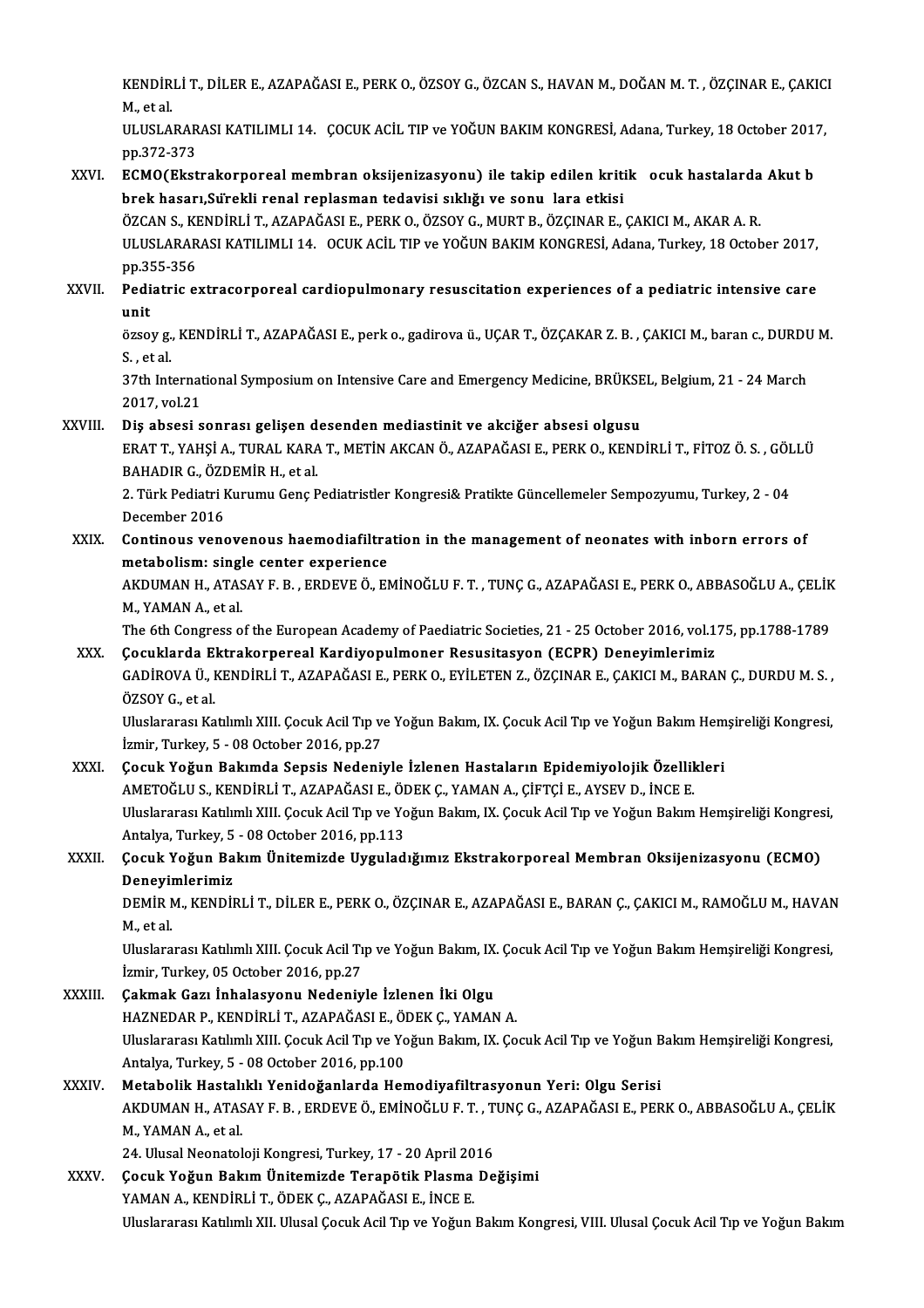KENDİRLİ T., DİLER E., AZAPAĞASI E., PERK O., ÖZSOY G., ÖZCAN S., HAVAN M., DOĞAN M. T. , ÖZÇINAR E., ÇAKICI M., et al.
ULUSLARARASI KATILIMLI 14. ÇOCUK ACİL TIP ve YOĞUN BAKIM KONGRESİ, Adana, Turkey, 18 October 2017, pp.372-373

XXVI. **ECMO(Ekstrakorporeal membran oksijenizasyonu) ile takip edilen kritik ocuk hastalarda Akut b brek hasarı,Sürekli renal replasman tedavisi sıklığı ve sonu lara etkisi**
ÖZCAN S., KENDİRLİ T., AZAPAĞASI E., PERK O., ÖZSOY G., MURT B., ÖZÇINAR E., ÇAKICI M., AKAR A. R.
ULUSLARARASI KATILIMLI 14. OCUK ACİL TIP ve YOĞUN BAKIM KONGRESİ, Adana, Turkey, 18 October 2017, pp.355-356

XXVII. **Pediatric extracorporeal cardiopulmonary resuscitation experiences of a pediatric intensive care unit**
özsoy g., KENDİRLİ T., AZAPAĞASI E., perk o., gadirova ü., UÇAR T., ÖZÇAKAR Z. B. , ÇAKICI M., baran c., DURDU M. S. , et al.
37th International Symposium on Intensive Care and Emergency Medicine, BRÜKSEL, Belgium, 21 - 24 March 2017, vol.21

XXVIII. **Diş absesi sonrası gelişen desenden mediastinit ve akciğer absesi olgusu**
ERAT T., YAHŞİ A., TURAL KARA T., METİN AKCAN Ö., AZAPAĞASI E., PERK O., KENDİRLİ T., FİTOZ Ö. S. , GÖLLÜ BAHADIR G., ÖZDEMİR H., et al.
2. Türk Pediatri Kurumu Genç Pediatristler Kongresi& Pratikte Güncellemeler Sempozyumu, Turkey, 2 - 04 December 2016

XXIX. **Continous venovenous haemodiafiltration in the management of neonates with inborn errors of metabolism: single center experience**
AKDUMAN H., ATASAY F. B. , ERDEVE Ö., EMİNOĞLU F. T. , TUNÇ G., AZAPAĞASI E., PERK O., ABBASOĞLU A., ÇELİK M., YAMAN A., et al.
The 6th Congress of the European Academy of Paediatric Societies, 21 - 25 October 2016, vol.175, pp.1788-1789

XXX. **Çocuklarda Ektrakorpereal Kardiyopulmoner Resusitasyon (ECPR) Deneyimlerimiz**
GADİROVA Ü., KENDİRLİ T., AZAPAĞASI E., PERK O., EYİLETEN Z., ÖZÇINAR E., ÇAKICI M., BARAN Ç., DURDU M. S. , ÖZSOY G., et al.
Uluslararası Katılımlı XIII. Çocuk Acil Tıp ve Yoğun Bakım, IX. Çocuk Acil Tıp ve Yoğun Bakım Hemşireliği Kongresi, İzmir, Turkey, 5 - 08 October 2016, pp.27

XXXI. **Çocuk Yoğun Bakımda Sepsis Nedeniyle İzlenen Hastaların Epidemiyolojik Özellikleri**
AMETOĞLU S., KENDİRLİ T., AZAPAĞASI E., ÖDEK Ç., YAMAN A., ÇİFTÇİ E., AYSEV D., İNCE E.
Uluslararası Katılımlı XIII. Çocuk Acil Tıp ve Yoğun Bakım, IX. Çocuk Acil Tıp ve Yoğun Bakım Hemşireliği Kongresi, Antalya, Turkey, 5 - 08 October 2016, pp.113

XXXII. **Çocuk Yoğun Bakım Ünitemizde Uyguladığımız Ekstrakorporeal Membran Oksijenizasyonu (ECMO) Deneyimlerimiz**
DEMİR M., KENDİRLİ T., DİLER E., PERK O., ÖZÇINAR E., AZAPAĞASI E., BARAN Ç., ÇAKICI M., RAMOĞLU M., HAVAN M., et al.
Uluslararası Katılımlı XIII. Çocuk Acil Tıp ve Yoğun Bakım, IX. Çocuk Acil Tıp ve Yoğun Bakım Hemşireliği Kongresi, İzmir, Turkey, 05 October 2016, pp.27

XXXIII. **Çakmak Gazı İnhalasyonu Nedeniyle İzlenen İki Olgu**
HAZNEDAR P., KENDİRLİ T., AZAPAĞASI E., ÖDEK Ç., YAMAN A.
Uluslararası Katılımlı XIII. Çocuk Acil Tıp ve Yoğun Bakım, IX. Çocuk Acil Tıp ve Yoğun Bakım Hemşireliği Kongresi, Antalya, Turkey, 5 - 08 October 2016, pp.100

XXXIV. **Metabolik Hastalıklı Yenidoğanlarda Hemodiyafiltrasyonun Yeri: Olgu Serisi**
AKDUMAN H., ATASAY F. B. , ERDEVE Ö., EMİNOĞLU F. T. , TUNÇ G., AZAPAĞASI E., PERK O., ABBASOĞLU A., ÇELİK M., YAMAN A., et al.
24. Ulusal Neonatoloji Kongresi, Turkey, 17 - 20 April 2016

XXXV. **Çocuk Yoğun Bakım Ünitemizde Terapötik Plasma Değişimi**
YAMAN A., KENDİRLİ T., ÖDEK Ç., AZAPAĞASI E., İNCE E.
Uluslararası Katılımlı XII. Ulusal Çocuk Acil Tıp ve Yoğun Bakım Kongresi, VIII. Ulusal Çocuk Acil Tıp ve Yoğun Bakım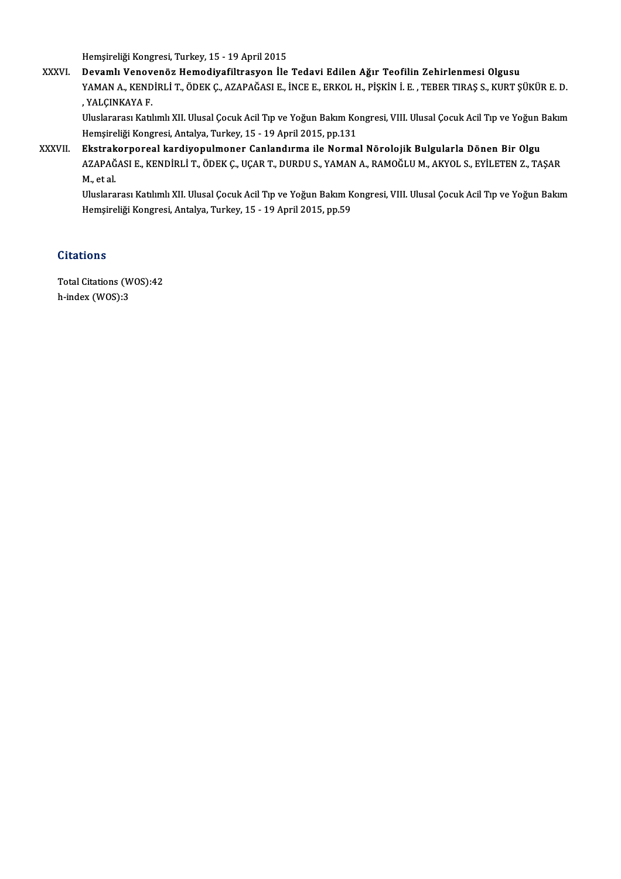Hemşireliği Kongresi, Turkey, 15 - 19 April 2015

XXXVI. **Devamlı Venovenöz Hemodiyafiltrasyon İle Tedavi Edilen Ağır Teofilin Zehirlenmesi Olgusu**
YAMAN A., KENDİRLİ T., ÖDEK Ç., AZAPAĞASI E., İNCE E., ERKOL H., PİŞKİN İ. E. , TEBER TIRAŞ S., KURT ŞÜKÜR E. D. , YALÇINKAYA F.
Uluslararası Katılımlı XII. Ulusal Çocuk Acil Tıp ve Yoğun Bakım Kongresi, VIII. Ulusal Çocuk Acil Tıp ve Yoğun Bakım Hemşireliği Kongresi, Antalya, Turkey, 15 - 19 April 2015, pp.131

XXXVII. **Ekstrakorporeal kardiyopulmoner Canlandırma ile Normal Nörolojik Bulgularla Dönen Bir Olgu**
AZAPAĞASI E., KENDİRLİ T., ÖDEK Ç., UÇAR T., DURDU S., YAMAN A., RAMOĞLU M., AKYOL S., EYİLETEN Z., TAŞAR M., et al.
Uluslararası Katılımlı XII. Ulusal Çocuk Acil Tıp ve Yoğun Bakım Kongresi, VIII. Ulusal Çocuk Acil Tıp ve Yoğun Bakım Hemşireliği Kongresi, Antalya, Turkey, 15 - 19 April 2015, pp.59

## Citations

Total Citations (WOS):42
h-index (WOS):3